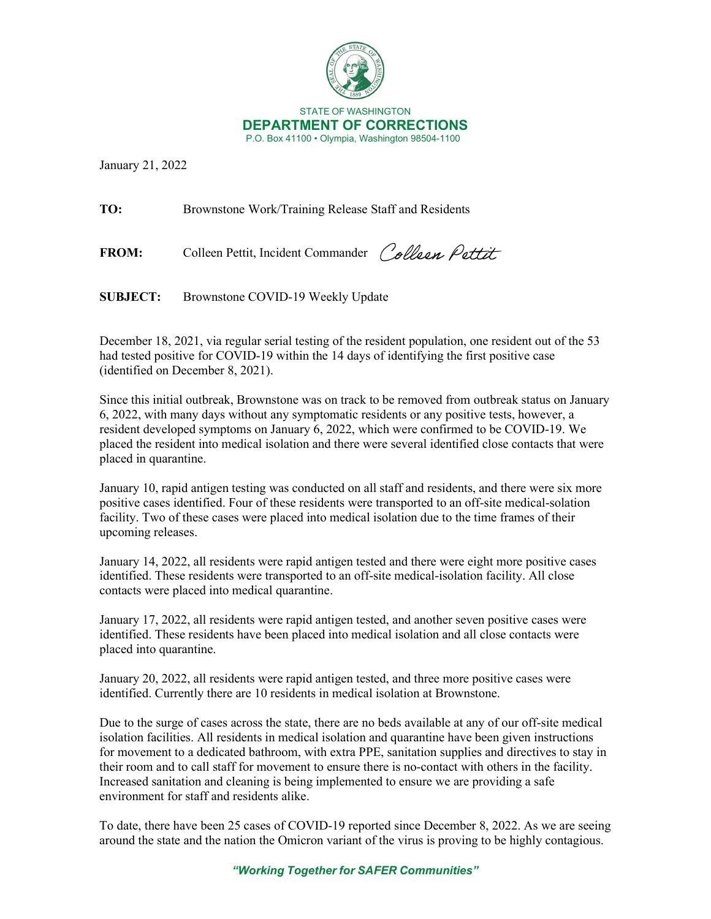STATE OF WASHINGTON
**DEPARTMENT OF CORRECTIONS**
P.O. Box 41100 • Olympia, Washington 98504-1100

January 21, 2022

**TO:** Brownstone Work/Training Release Staff and Residents

**FROM:** Colleen Pettit, Incident Commander *Colleen Pettit*

**SUBJECT:** Brownstone COVID-19 Weekly Update

December 18, 2021, via regular serial testing of the resident population, one resident out of the 53 had tested positive for COVID-19 within the 14 days of identifying the first positive case (identified on December 8, 2021).

Since this initial outbreak, Brownstone was on track to be removed from outbreak status on January 6, 2022, with many days without any symptomatic residents or any positive tests, however, a resident developed symptoms on January 6, 2022, which were confirmed to be COVID-19. We placed the resident into medical isolation and there were several identified close contacts that were placed in quarantine.

January 10, rapid antigen testing was conducted on all staff and residents, and there were six more positive cases identified. Four of these residents were transported to an off-site medical-solation facility. Two of these cases were placed into medical isolation due to the time frames of their upcoming releases.

January 14, 2022, all residents were rapid antigen tested and there were eight more positive cases identified. These residents were transported to an off-site medical-isolation facility. All close contacts were placed into medical quarantine.

January 17, 2022, all residents were rapid antigen tested, and another seven positive cases were identified. These residents have been placed into medical isolation and all close contacts were placed into quarantine.

January 20, 2022, all residents were rapid antigen tested, and three more positive cases were identified. Currently there are 10 residents in medical isolation at Brownstone.

Due to the surge of cases across the state, there are no beds available at any of our off-site medical isolation facilities. All residents in medical isolation and quarantine have been given instructions for movement to a dedicated bathroom, with extra PPE, sanitation supplies and directives to stay in their room and to call staff for movement to ensure there is no-contact with others in the facility. Increased sanitation and cleaning is being implemented to ensure we are providing a safe environment for staff and residents alike.

To date, there have been 25 cases of COVID-19 reported since December 8, 2022. As we are seeing around the state and the nation the Omicron variant of the virus is proving to be highly contagious.

*"Working Together for SAFER Communities"*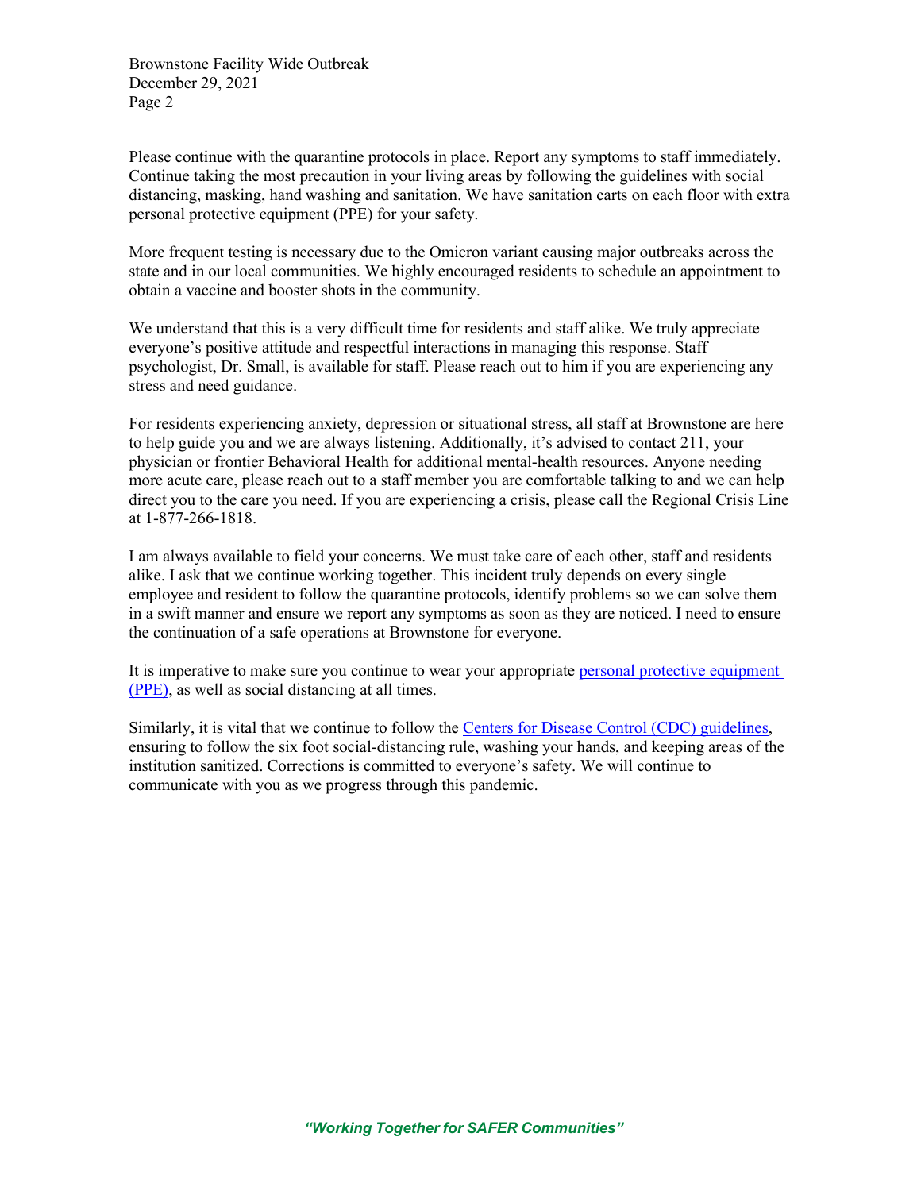Please continue with the quarantine protocols in place. Report any symptoms to staff immediately. Continue taking the most precaution in your living areas by following the guidelines with social distancing, masking, hand washing and sanitation. We have sanitation carts on each floor with extra personal protective equipment (PPE) for your safety.

More frequent testing is necessary due to the Omicron variant causing major outbreaks across the state and in our local communities. We highly encouraged residents to schedule an appointment to obtain a vaccine and booster shots in the community.

We understand that this is a very difficult time for residents and staff alike. We truly appreciate everyone's positive attitude and respectful interactions in managing this response. Staff psychologist, Dr. Small, is available for staff. Please reach out to him if you are experiencing any stress and need guidance.

For residents experiencing anxiety, depression or situational stress, all staff at Brownstone are here to help guide you and we are always listening. Additionally, it's advised to contact 211, your physician or frontier Behavioral Health for additional mental-health resources. Anyone needing more acute care, please reach out to a staff member you are comfortable talking to and we can help direct you to the care you need. If you are experiencing a crisis, please call the Regional Crisis Line at 1-877-266-1818.

I am always available to field your concerns. We must take care of each other, staff and residents alike. I ask that we continue working together. This incident truly depends on every single employee and resident to follow the quarantine protocols, identify problems so we can solve them in a swift manner and ensure we report any symptoms as soon as they are noticed. I need to ensure the continuation of a safe operations at Brownstone for everyone.

It is imperative to make sure you continue to wear your appropriate personal protective equipment (PPE), as well as social distancing at all times.

Similarly, it is vital that we continue to follow the Centers for Disease Control (CDC) guidelines, ensuring to follow the six foot social-distancing rule, washing your hands, and keeping areas of the institution sanitized. Corrections is committed to everyone's safety. We will continue to communicate with you as we progress through this pandemic.